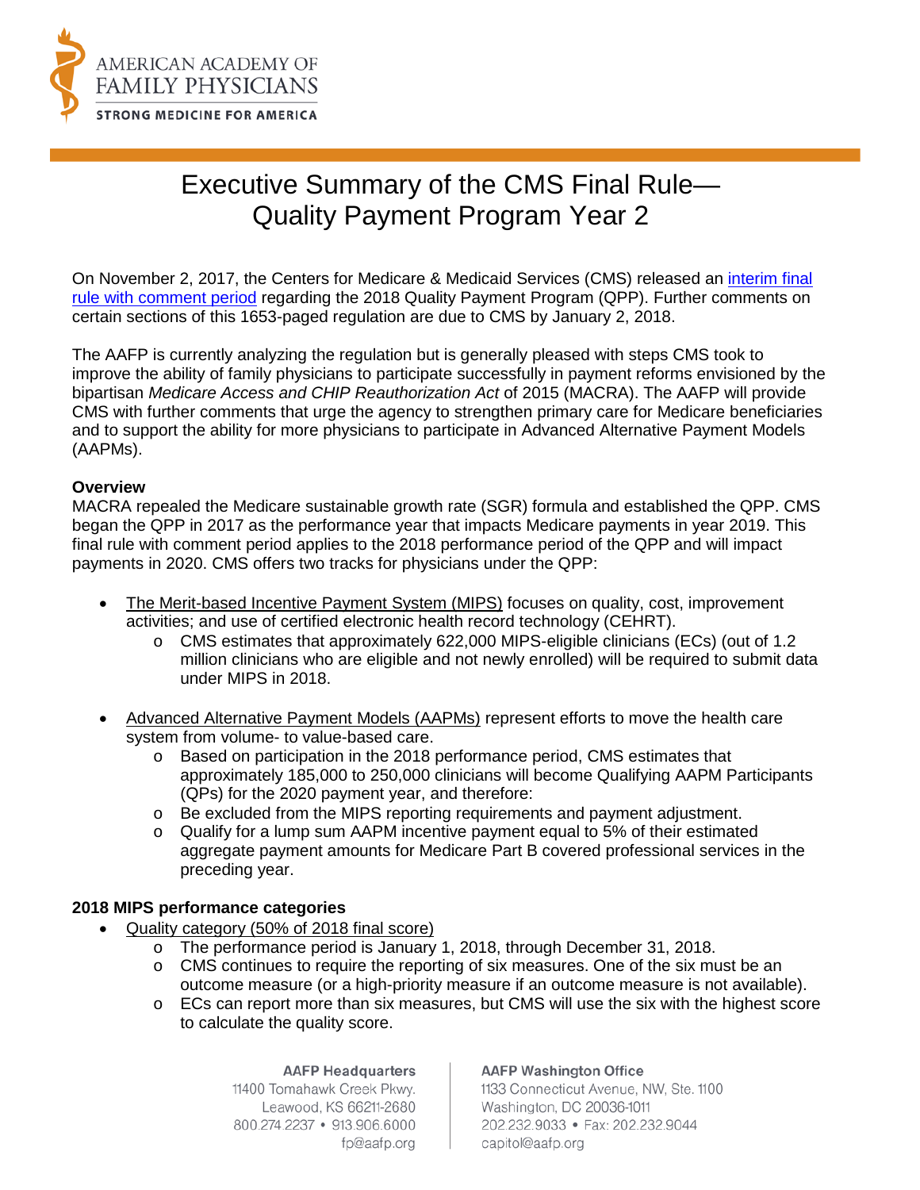# Executive Summary of the CMS Final Rule—Quality Payment Program Year 2

On November 2, 2017, the Centers for Medicare & Medicaid Services (CMS) released an interim final rule with comment period regarding the 2018 Quality Payment Program (QPP). Further comments on certain sections of this 1653-paged regulation are due to CMS by January 2, 2018.

The AAFP is currently analyzing the regulation but is generally pleased with steps CMS took to improve the ability of family physicians to participate successfully in payment reforms envisioned by the bipartisan *Medicare Access and CHIP Reauthorization Act* of 2015 (MACRA). The AAFP will provide CMS with further comments that urge the agency to strengthen primary care for Medicare beneficiaries and to support the ability for more physicians to participate in Advanced Alternative Payment Models (AAPMs).

**Overview**

MACRA repealed the Medicare sustainable growth rate (SGR) formula and established the QPP. CMS began the QPP in 2017 as the performance year that impacts Medicare payments in year 2019. This final rule with comment period applies to the 2018 performance period of the QPP and will impact payments in 2020. CMS offers two tracks for physicians under the QPP:

- The Merit-based Incentive Payment System (MIPS) focuses on quality, cost, improvement activities; and use of certified electronic health record technology (CEHRT).
  - CMS estimates that approximately 622,000 MIPS-eligible clinicians (ECs) (out of 1.2 million clinicians who are eligible and not newly enrolled) will be required to submit data under MIPS in 2018.
- Advanced Alternative Payment Models (AAPMs) represent efforts to move the health care system from volume- to value-based care.
  - Based on participation in the 2018 performance period, CMS estimates that approximately 185,000 to 250,000 clinicians will become Qualifying AAPM Participants (QPs) for the 2020 payment year, and therefore:
  - Be excluded from the MIPS reporting requirements and payment adjustment.
  - Qualify for a lump sum AAPM incentive payment equal to 5% of their estimated aggregate payment amounts for Medicare Part B covered professional services in the preceding year.

**2018 MIPS performance categories**

- Quality category (50% of 2018 final score)
  - The performance period is January 1, 2018, through December 31, 2018.
  - CMS continues to require the reporting of six measures. One of the six must be an outcome measure (or a high-priority measure if an outcome measure is not available).
  - ECs can report more than six measures, but CMS will use the six with the highest score to calculate the quality score.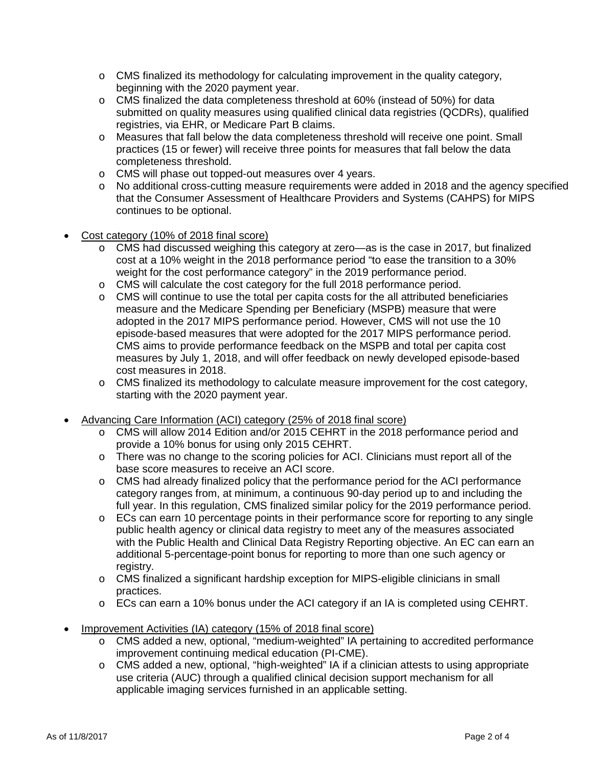- CMS finalized its methodology for calculating improvement in the quality category, beginning with the 2020 payment year.
- CMS finalized the data completeness threshold at 60% (instead of 50%) for data submitted on quality measures using qualified clinical data registries (QCDRs), qualified registries, via EHR, or Medicare Part B claims.
- Measures that fall below the data completeness threshold will receive one point. Small practices (15 or fewer) will receive three points for measures that fall below the data completeness threshold.
- CMS will phase out topped-out measures over 4 years.
- No additional cross-cutting measure requirements were added in 2018 and the agency specified that the Consumer Assessment of Healthcare Providers and Systems (CAHPS) for MIPS continues to be optional.

- Cost category (10% of 2018 final score)
  - CMS had discussed weighing this category at zero—as is the case in 2017, but finalized cost at a 10% weight in the 2018 performance period "to ease the transition to a 30% weight for the cost performance category" in the 2019 performance period.
  - CMS will calculate the cost category for the full 2018 performance period.
  - CMS will continue to use the total per capita costs for the all attributed beneficiaries measure and the Medicare Spending per Beneficiary (MSPB) measure that were adopted in the 2017 MIPS performance period. However, CMS will not use the 10 episode-based measures that were adopted for the 2017 MIPS performance period. CMS aims to provide performance feedback on the MSPB and total per capita cost measures by July 1, 2018, and will offer feedback on newly developed episode-based cost measures in 2018.
  - CMS finalized its methodology to calculate measure improvement for the cost category, starting with the 2020 payment year.

- Advancing Care Information (ACI) category (25% of 2018 final score)
  - CMS will allow 2014 Edition and/or 2015 CEHRT in the 2018 performance period and provide a 10% bonus for using only 2015 CEHRT.
  - There was no change to the scoring policies for ACI. Clinicians must report all of the base score measures to receive an ACI score.
  - CMS had already finalized policy that the performance period for the ACI performance category ranges from, at minimum, a continuous 90-day period up to and including the full year. In this regulation, CMS finalized similar policy for the 2019 performance period.
  - ECs can earn 10 percentage points in their performance score for reporting to any single public health agency or clinical data registry to meet any of the measures associated with the Public Health and Clinical Data Registry Reporting objective. An EC can earn an additional 5-percentage-point bonus for reporting to more than one such agency or registry.
  - CMS finalized a significant hardship exception for MIPS-eligible clinicians in small practices.
  - ECs can earn a 10% bonus under the ACI category if an IA is completed using CEHRT.

- Improvement Activities (IA) category (15% of 2018 final score)
  - CMS added a new, optional, "medium-weighted" IA pertaining to accredited performance improvement continuing medical education (PI-CME).
  - CMS added a new, optional, "high-weighted" IA if a clinician attests to using appropriate use criteria (AUC) through a qualified clinical decision support mechanism for all applicable imaging services furnished in an applicable setting.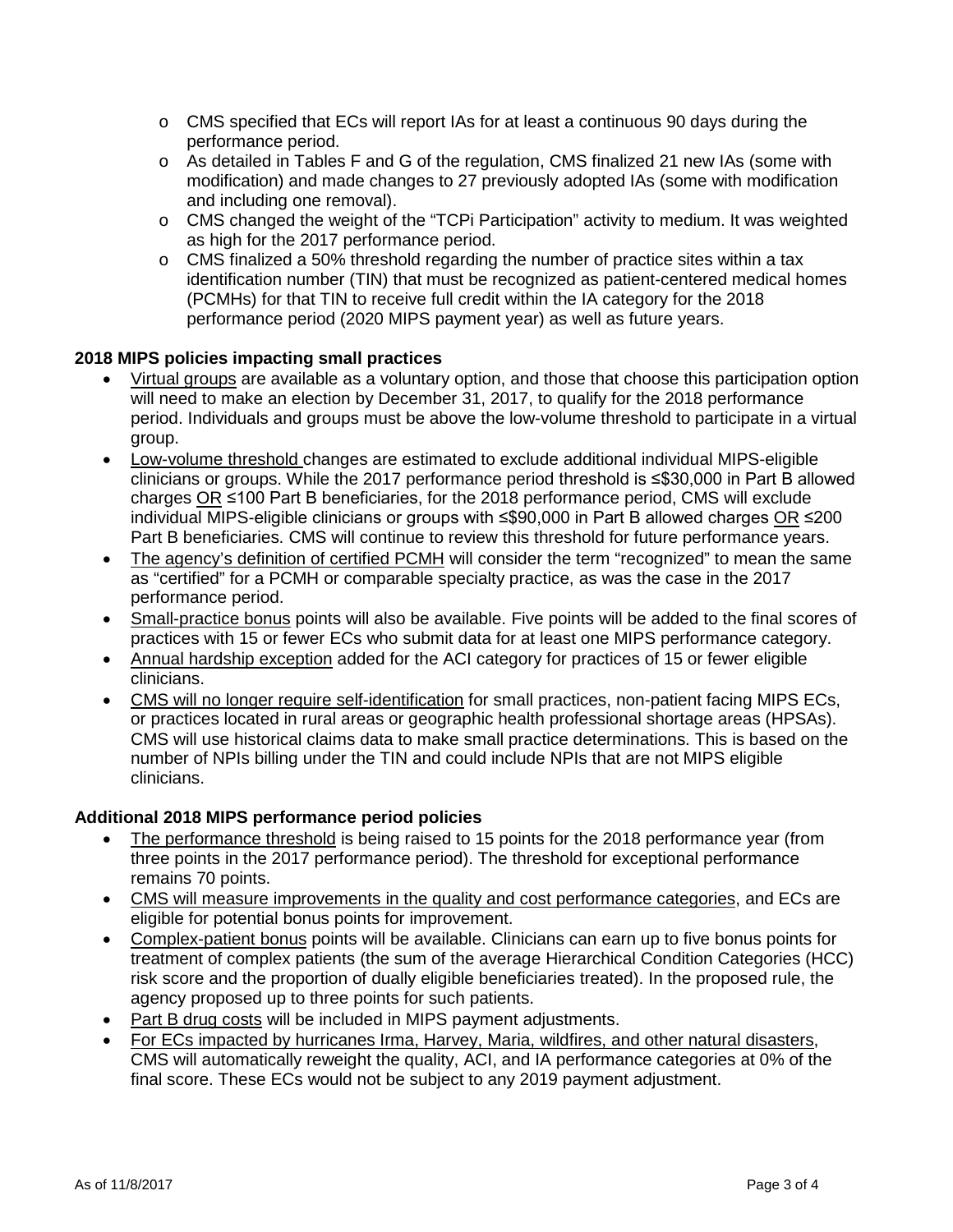- CMS specified that ECs will report IAs for at least a continuous 90 days during the performance period.
- As detailed in Tables F and G of the regulation, CMS finalized 21 new IAs (some with modification) and made changes to 27 previously adopted IAs (some with modification and including one removal).
- CMS changed the weight of the "TCPi Participation" activity to medium. It was weighted as high for the 2017 performance period.
- CMS finalized a 50% threshold regarding the number of practice sites within a tax identification number (TIN) that must be recognized as patient-centered medical homes (PCMHs) for that TIN to receive full credit within the IA category for the 2018 performance period (2020 MIPS payment year) as well as future years.

**2018 MIPS policies impacting small practices**

- Virtual groups are available as a voluntary option, and those that choose this participation option will need to make an election by December 31, 2017, to qualify for the 2018 performance period. Individuals and groups must be above the low-volume threshold to participate in a virtual group.
- Low-volume threshold changes are estimated to exclude additional individual MIPS-eligible clinicians or groups. While the 2017 performance period threshold is ≤$30,000 in Part B allowed charges OR ≤100 Part B beneficiaries, for the 2018 performance period, CMS will exclude individual MIPS-eligible clinicians or groups with ≤$90,000 in Part B allowed charges OR ≤200 Part B beneficiaries. CMS will continue to review this threshold for future performance years.
- The agency's definition of certified PCMH will consider the term "recognized" to mean the same as "certified" for a PCMH or comparable specialty practice, as was the case in the 2017 performance period.
- Small-practice bonus points will also be available. Five points will be added to the final scores of practices with 15 or fewer ECs who submit data for at least one MIPS performance category.
- Annual hardship exception added for the ACI category for practices of 15 or fewer eligible clinicians.
- CMS will no longer require self-identification for small practices, non-patient facing MIPS ECs, or practices located in rural areas or geographic health professional shortage areas (HPSAs). CMS will use historical claims data to make small practice determinations. This is based on the number of NPIs billing under the TIN and could include NPIs that are not MIPS eligible clinicians.

**Additional 2018 MIPS performance period policies**

- The performance threshold is being raised to 15 points for the 2018 performance year (from three points in the 2017 performance period). The threshold for exceptional performance remains 70 points.
- CMS will measure improvements in the quality and cost performance categories, and ECs are eligible for potential bonus points for improvement.
- Complex-patient bonus points will be available. Clinicians can earn up to five bonus points for treatment of complex patients (the sum of the average Hierarchical Condition Categories (HCC) risk score and the proportion of dually eligible beneficiaries treated). In the proposed rule, the agency proposed up to three points for such patients.
- Part B drug costs will be included in MIPS payment adjustments.
- For ECs impacted by hurricanes Irma, Harvey, Maria, wildfires, and other natural disasters, CMS will automatically reweight the quality, ACI, and IA performance categories at 0% of the final score. These ECs would not be subject to any 2019 payment adjustment.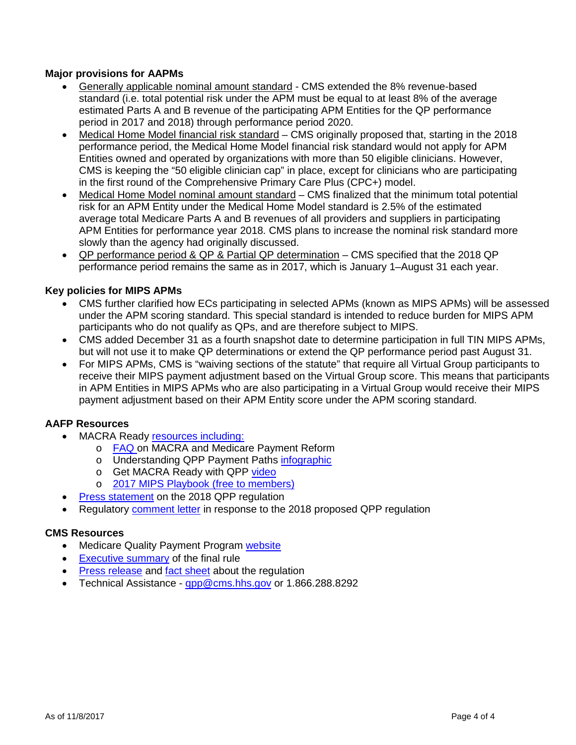**Major provisions for AAPMs**

- Generally applicable nominal amount standard - CMS extended the 8% revenue-based standard (i.e. total potential risk under the APM must be equal to at least 8% of the average estimated Parts A and B revenue of the participating APM Entities for the QP performance period in 2017 and 2018) through performance period 2020.
- Medical Home Model financial risk standard – CMS originally proposed that, starting in the 2018 performance period, the Medical Home Model financial risk standard would not apply for APM Entities owned and operated by organizations with more than 50 eligible clinicians. However, CMS is keeping the "50 eligible clinician cap" in place, except for clinicians who are participating in the first round of the Comprehensive Primary Care Plus (CPC+) model.
- Medical Home Model nominal amount standard – CMS finalized that the minimum total potential risk for an APM Entity under the Medical Home Model standard is 2.5% of the estimated average total Medicare Parts A and B revenues of all providers and suppliers in participating APM Entities for performance year 2018. CMS plans to increase the nominal risk standard more slowly than the agency had originally discussed.
- QP performance period & QP & Partial QP determination – CMS specified that the 2018 QP performance period remains the same as in 2017, which is January 1–August 31 each year.

**Key policies for MIPS APMs**

- CMS further clarified how ECs participating in selected APMs (known as MIPS APMs) will be assessed under the APM scoring standard. This special standard is intended to reduce burden for MIPS APM participants who do not qualify as QPs, and are therefore subject to MIPS.
- CMS added December 31 as a fourth snapshot date to determine participation in full TIN MIPS APMs, but will not use it to make QP determinations or extend the QP performance period past August 31.
- For MIPS APMs, CMS is "waiving sections of the statute" that require all Virtual Group participants to receive their MIPS payment adjustment based on the Virtual Group score. This means that participants in APM Entities in MIPS APMs who are also participating in a Virtual Group would receive their MIPS payment adjustment based on their APM Entity score under the APM scoring standard.

**AAFP Resources**

- MACRA Ready resources including:
  - FAQ on MACRA and Medicare Payment Reform
  - Understanding QPP Payment Paths infographic
  - Get MACRA Ready with QPP video
  - 2017 MIPS Playbook (free to members)
- Press statement on the 2018 QPP regulation
- Regulatory comment letter in response to the 2018 proposed QPP regulation

**CMS Resources**

- Medicare Quality Payment Program website
- Executive summary of the final rule
- Press release and fact sheet about the regulation
- Technical Assistance - qpp@cms.hhs.gov or 1.866.288.8292

As of 11/8/2017